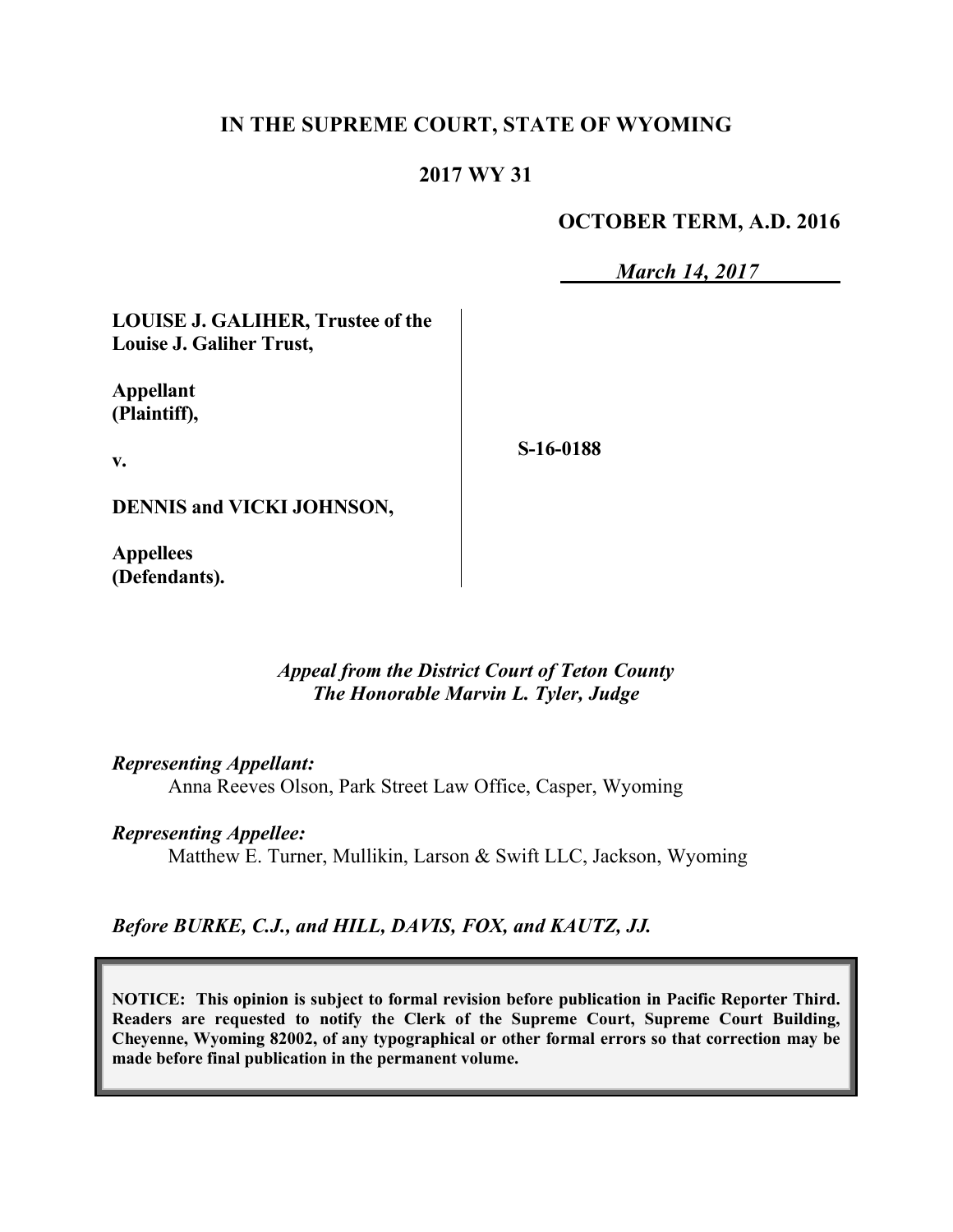**IN THE SUPREME COURT, STATE OF WYOMING**

**2017 WY 31**

**OCTOBER TERM, A.D. 2016**

***March 14, 2017***

**LOUISE J. GALIHER, Trustee of the Louise J. Galiher Trust,**

**Appellant (Plaintiff),**

**v.**

**DENNIS and VICKI JOHNSON,**

**Appellees (Defendants).**

**S-16-0188**

*Appeal from the District Court of Teton County*
*The Honorable Marvin L. Tyler, Judge*

*Representing Appellant:*
Anna Reeves Olson, Park Street Law Office, Casper, Wyoming

*Representing Appellee:*
Matthew E. Turner, Mullikin, Larson & Swift LLC, Jackson, Wyoming

*Before BURKE, C.J., and HILL, DAVIS, FOX, and KAUTZ, JJ.*

**NOTICE: This opinion is subject to formal revision before publication in Pacific Reporter Third. Readers are requested to notify the Clerk of the Supreme Court, Supreme Court Building, Cheyenne, Wyoming 82002, of any typographical or other formal errors so that correction may be made before final publication in the permanent volume.**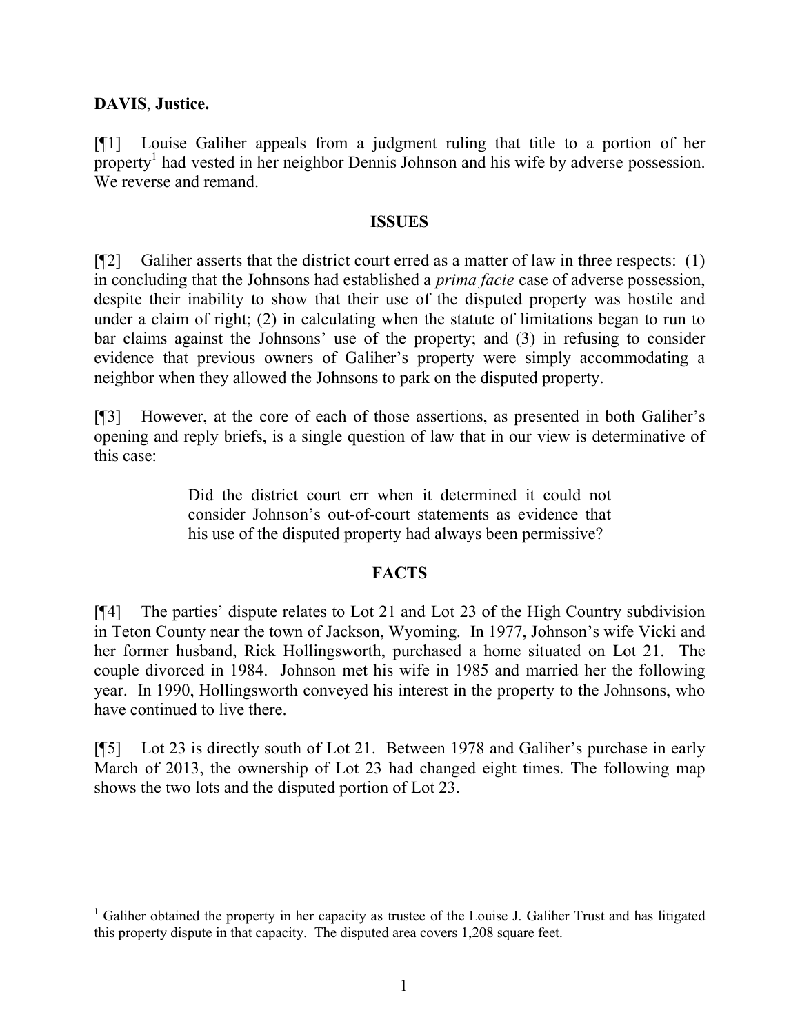**DAVIS**, **Justice.**

[¶1] Louise Galiher appeals from a judgment ruling that title to a portion of her property[1] had vested in her neighbor Dennis Johnson and his wife by adverse possession. We reverse and remand.

**ISSUES**

[¶2] Galiher asserts that the district court erred as a matter of law in three respects: (1) in concluding that the Johnsons had established a *prima facie* case of adverse possession, despite their inability to show that their use of the disputed property was hostile and under a claim of right; (2) in calculating when the statute of limitations began to run to bar claims against the Johnsons' use of the property; and (3) in refusing to consider evidence that previous owners of Galiher's property were simply accommodating a neighbor when they allowed the Johnsons to park on the disputed property.

[¶3] However, at the core of each of those assertions, as presented in both Galiher's opening and reply briefs, is a single question of law that in our view is determinative of this case:

> Did the district court err when it determined it could not consider Johnson's out-of-court statements as evidence that his use of the disputed property had always been permissive?

**FACTS**

[¶4] The parties' dispute relates to Lot 21 and Lot 23 of the High Country subdivision in Teton County near the town of Jackson, Wyoming. In 1977, Johnson's wife Vicki and her former husband, Rick Hollingsworth, purchased a home situated on Lot 21. The couple divorced in 1984. Johnson met his wife in 1985 and married her the following year. In 1990, Hollingsworth conveyed his interest in the property to the Johnsons, who have continued to live there.

[¶5] Lot 23 is directly south of Lot 21. Between 1978 and Galiher's purchase in early March of 2013, the ownership of Lot 23 had changed eight times. The following map shows the two lots and the disputed portion of Lot 23.

---

[1] Galiher obtained the property in her capacity as trustee of the Louise J. Galiher Trust and has litigated this property dispute in that capacity. The disputed area covers 1,208 square feet.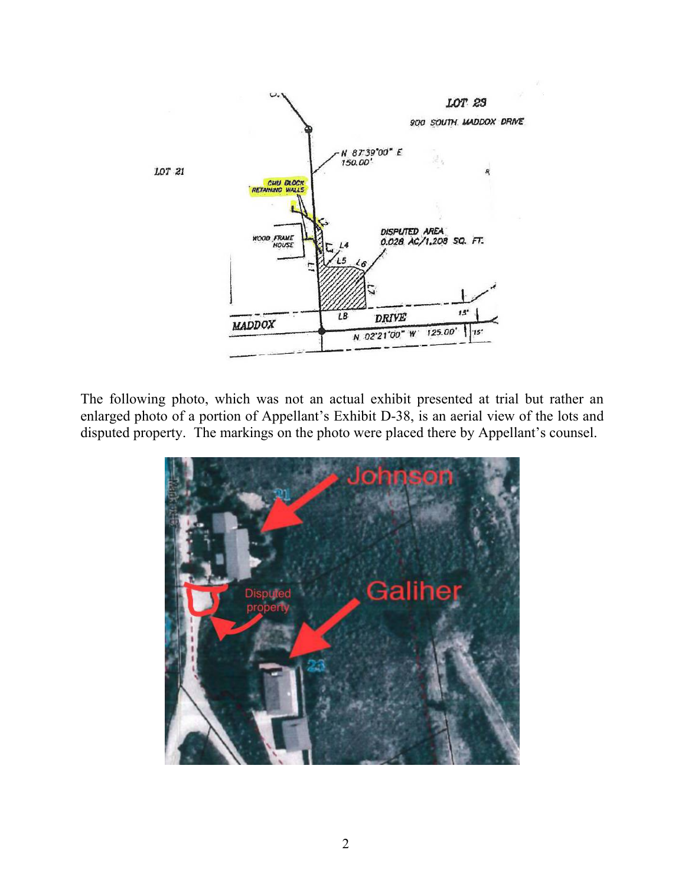The following photo, which was not an actual exhibit presented at trial but rather an enlarged photo of a portion of Appellant's Exhibit D-38, is an aerial view of the lots and disputed property. The markings on the photo were placed there by Appellant's counsel.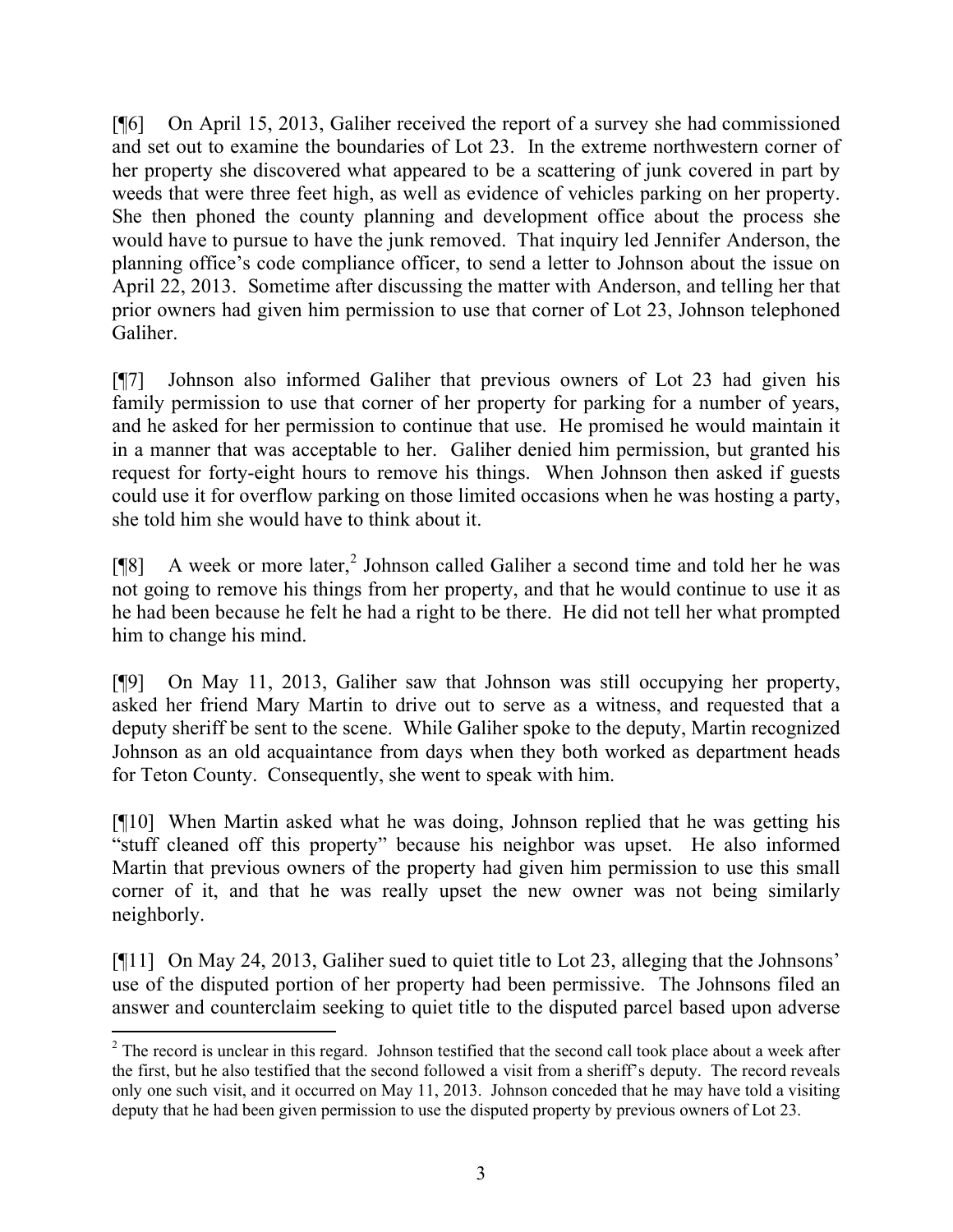[¶6] On April 15, 2013, Galiher received the report of a survey she had commissioned and set out to examine the boundaries of Lot 23. In the extreme northwestern corner of her property she discovered what appeared to be a scattering of junk covered in part by weeds that were three feet high, as well as evidence of vehicles parking on her property. She then phoned the county planning and development office about the process she would have to pursue to have the junk removed. That inquiry led Jennifer Anderson, the planning office's code compliance officer, to send a letter to Johnson about the issue on April 22, 2013. Sometime after discussing the matter with Anderson, and telling her that prior owners had given him permission to use that corner of Lot 23, Johnson telephoned Galiher.

[¶7] Johnson also informed Galiher that previous owners of Lot 23 had given his family permission to use that corner of her property for parking for a number of years, and he asked for her permission to continue that use. He promised he would maintain it in a manner that was acceptable to her. Galiher denied him permission, but granted his request for forty-eight hours to remove his things. When Johnson then asked if guests could use it for overflow parking on those limited occasions when he was hosting a party, she told him she would have to think about it.

[¶8] A week or more later,[2] Johnson called Galiher a second time and told her he was not going to remove his things from her property, and that he would continue to use it as he had been because he felt he had a right to be there. He did not tell her what prompted him to change his mind.

[¶9] On May 11, 2013, Galiher saw that Johnson was still occupying her property, asked her friend Mary Martin to drive out to serve as a witness, and requested that a deputy sheriff be sent to the scene. While Galiher spoke to the deputy, Martin recognized Johnson as an old acquaintance from days when they both worked as department heads for Teton County. Consequently, she went to speak with him.

[¶10] When Martin asked what he was doing, Johnson replied that he was getting his "stuff cleaned off this property" because his neighbor was upset. He also informed Martin that previous owners of the property had given him permission to use this small corner of it, and that he was really upset the new owner was not being similarly neighborly.

[¶11] On May 24, 2013, Galiher sued to quiet title to Lot 23, alleging that the Johnsons' use of the disputed portion of her property had been permissive. The Johnsons filed an answer and counterclaim seeking to quiet title to the disputed parcel based upon adverse

---

[2] The record is unclear in this regard. Johnson testified that the second call took place about a week after the first, but he also testified that the second followed a visit from a sheriff's deputy. The record reveals only one such visit, and it occurred on May 11, 2013. Johnson conceded that he may have told a visiting deputy that he had been given permission to use the disputed property by previous owners of Lot 23.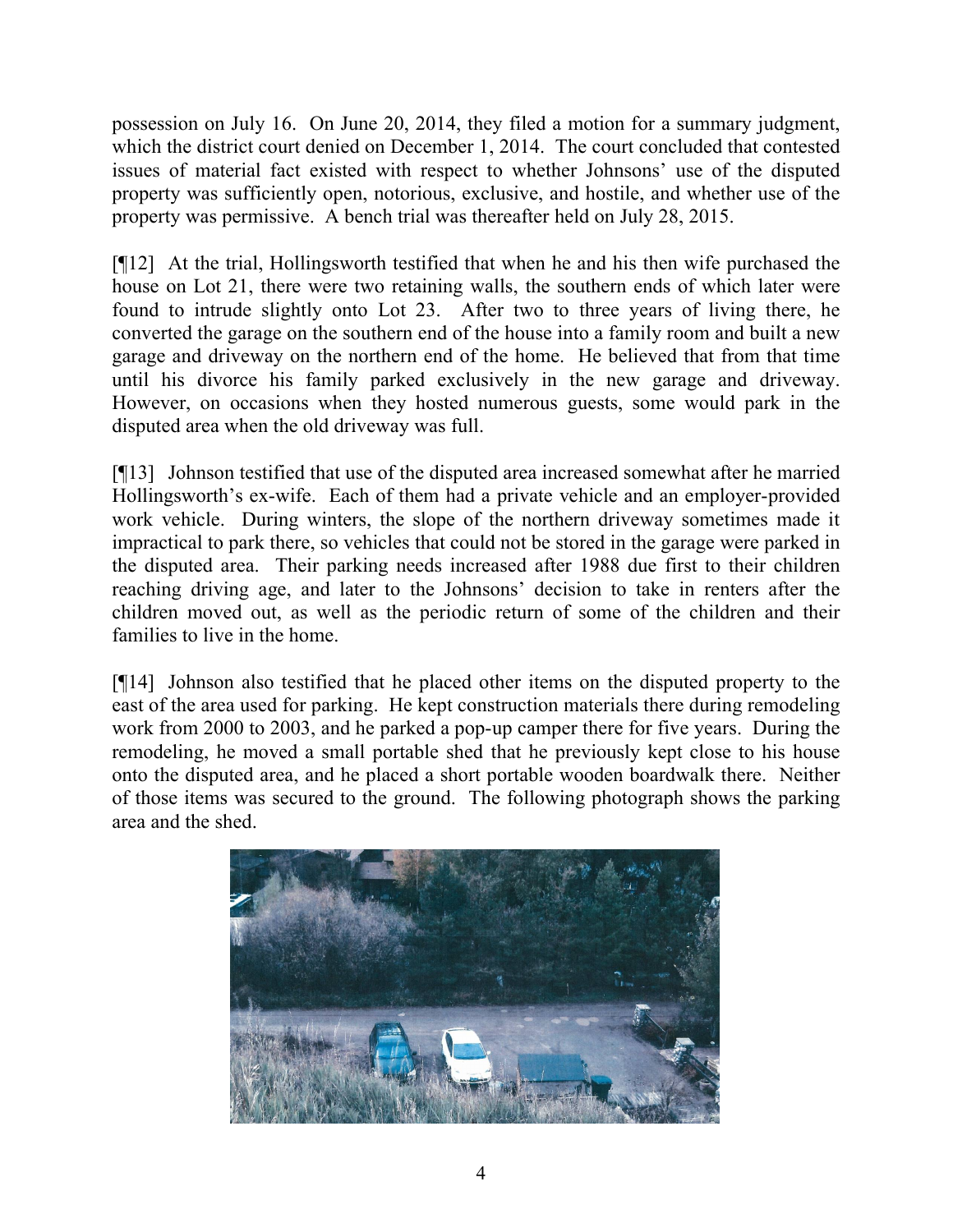possession on July 16. On June 20, 2014, they filed a motion for a summary judgment, which the district court denied on December 1, 2014. The court concluded that contested issues of material fact existed with respect to whether Johnsons' use of the disputed property was sufficiently open, notorious, exclusive, and hostile, and whether use of the property was permissive. A bench trial was thereafter held on July 28, 2015.

[¶12] At the trial, Hollingsworth testified that when he and his then wife purchased the house on Lot 21, there were two retaining walls, the southern ends of which later were found to intrude slightly onto Lot 23. After two to three years of living there, he converted the garage on the southern end of the house into a family room and built a new garage and driveway on the northern end of the home. He believed that from that time until his divorce his family parked exclusively in the new garage and driveway. However, on occasions when they hosted numerous guests, some would park in the disputed area when the old driveway was full.

[¶13] Johnson testified that use of the disputed area increased somewhat after he married Hollingsworth's ex-wife. Each of them had a private vehicle and an employer-provided work vehicle. During winters, the slope of the northern driveway sometimes made it impractical to park there, so vehicles that could not be stored in the garage were parked in the disputed area. Their parking needs increased after 1988 due first to their children reaching driving age, and later to the Johnsons' decision to take in renters after the children moved out, as well as the periodic return of some of the children and their families to live in the home.

[¶14] Johnson also testified that he placed other items on the disputed property to the east of the area used for parking. He kept construction materials there during remodeling work from 2000 to 2003, and he parked a pop-up camper there for five years. During the remodeling, he moved a small portable shed that he previously kept close to his house onto the disputed area, and he placed a short portable wooden boardwalk there. Neither of those items was secured to the ground. The following photograph shows the parking area and the shed.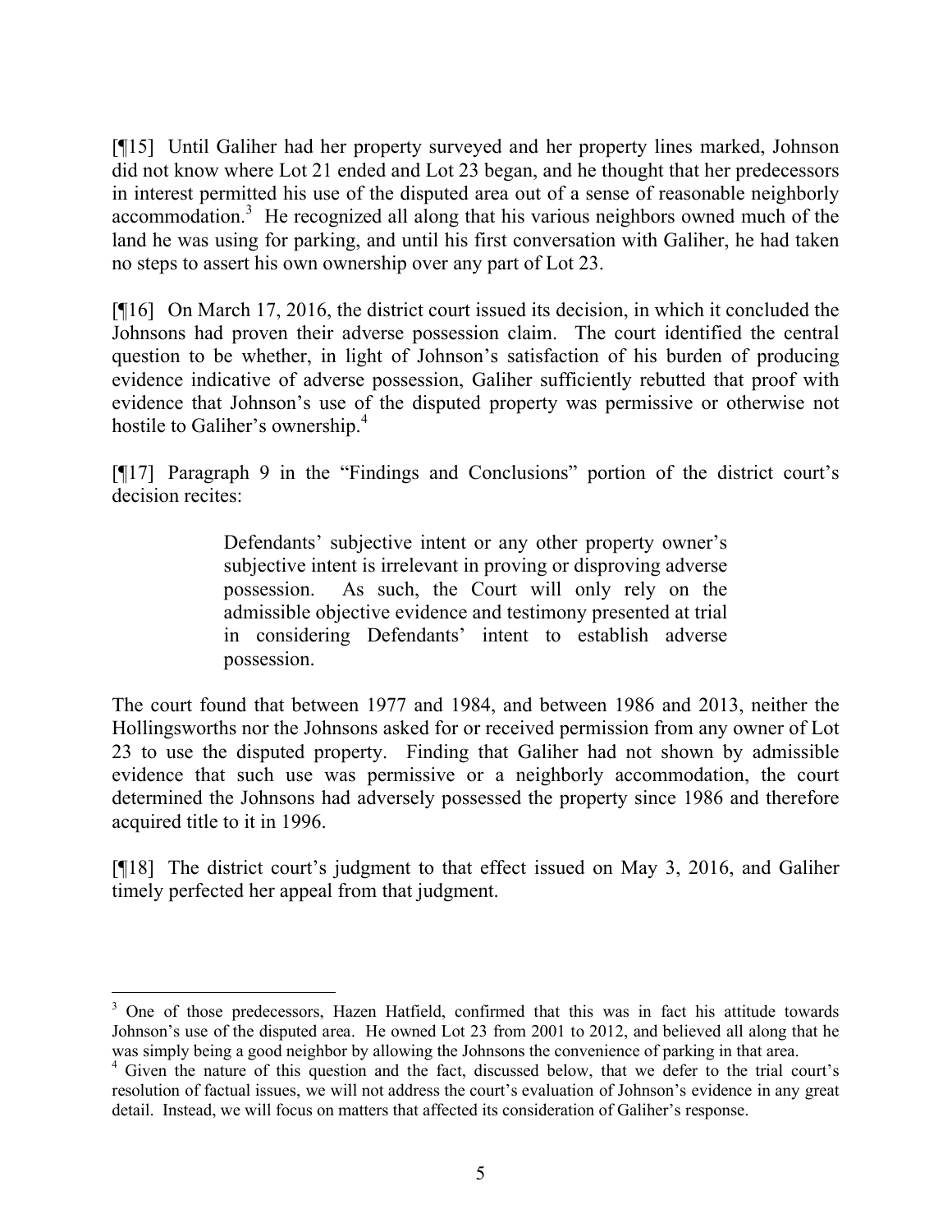[¶15] Until Galiher had her property surveyed and her property lines marked, Johnson did not know where Lot 21 ended and Lot 23 began, and he thought that her predecessors in interest permitted his use of the disputed area out of a sense of reasonable neighborly accommodation.[3] He recognized all along that his various neighbors owned much of the land he was using for parking, and until his first conversation with Galiher, he had taken no steps to assert his own ownership over any part of Lot 23.

[¶16] On March 17, 2016, the district court issued its decision, in which it concluded the Johnsons had proven their adverse possession claim. The court identified the central question to be whether, in light of Johnson's satisfaction of his burden of producing evidence indicative of adverse possession, Galiher sufficiently rebutted that proof with evidence that Johnson's use of the disputed property was permissive or otherwise not hostile to Galiher's ownership.[4]

[¶17] Paragraph 9 in the "Findings and Conclusions" portion of the district court's decision recites:

> Defendants' subjective intent or any other property owner's subjective intent is irrelevant in proving or disproving adverse possession. As such, the Court will only rely on the admissible objective evidence and testimony presented at trial in considering Defendants' intent to establish adverse possession.

The court found that between 1977 and 1984, and between 1986 and 2013, neither the Hollingsworths nor the Johnsons asked for or received permission from any owner of Lot 23 to use the disputed property. Finding that Galiher had not shown by admissible evidence that such use was permissive or a neighborly accommodation, the court determined the Johnsons had adversely possessed the property since 1986 and therefore acquired title to it in 1996.

[¶18] The district court's judgment to that effect issued on May 3, 2016, and Galiher timely perfected her appeal from that judgment.

---

[3] One of those predecessors, Hazen Hatfield, confirmed that this was in fact his attitude towards Johnson's use of the disputed area. He owned Lot 23 from 2001 to 2012, and believed all along that he was simply being a good neighbor by allowing the Johnsons the convenience of parking in that area.

[4] Given the nature of this question and the fact, discussed below, that we defer to the trial court's resolution of factual issues, we will not address the court's evaluation of Johnson's evidence in any great detail. Instead, we will focus on matters that affected its consideration of Galiher's response.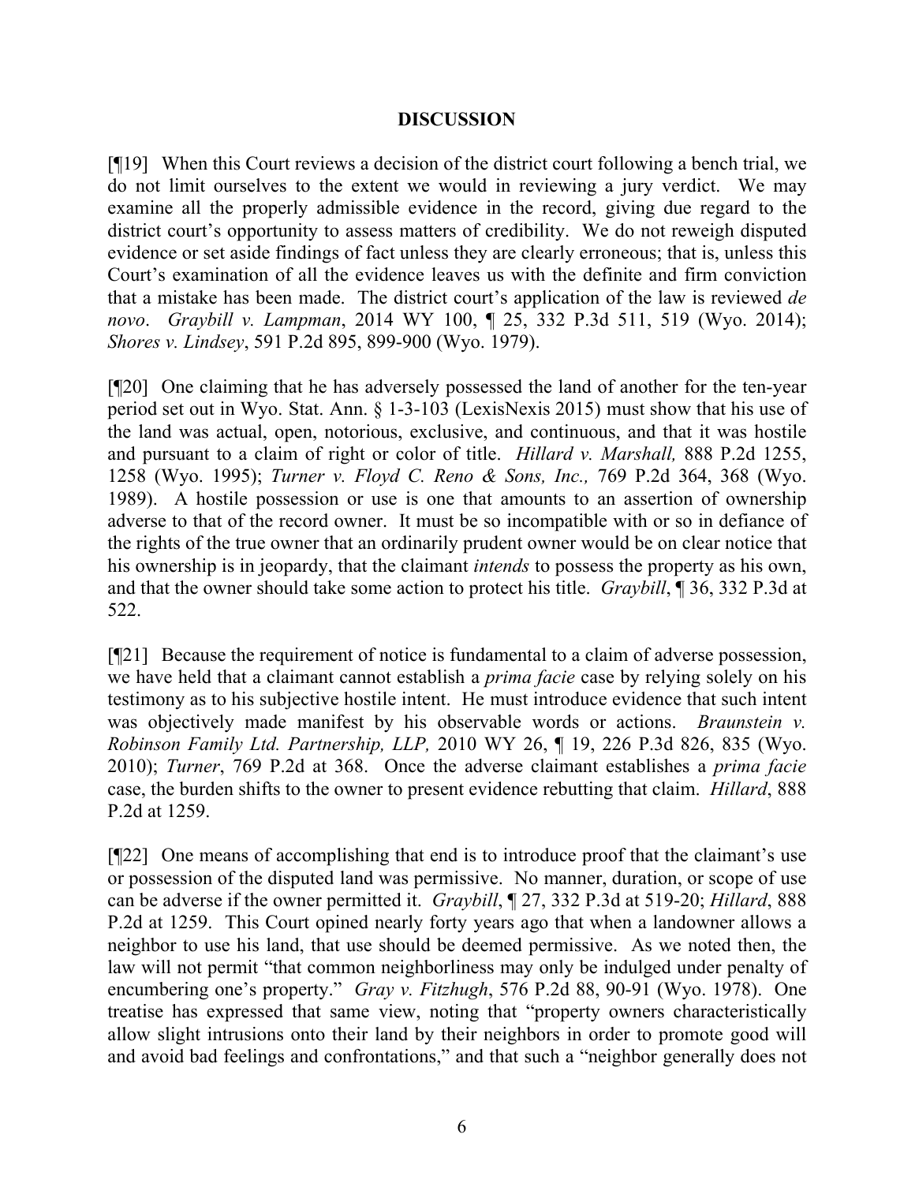## DISCUSSION

[¶19] When this Court reviews a decision of the district court following a bench trial, we do not limit ourselves to the extent we would in reviewing a jury verdict. We may examine all the properly admissible evidence in the record, giving due regard to the district court's opportunity to assess matters of credibility. We do not reweigh disputed evidence or set aside findings of fact unless they are clearly erroneous; that is, unless this Court's examination of all the evidence leaves us with the definite and firm conviction that a mistake has been made. The district court's application of the law is reviewed *de novo*. *Graybill v. Lampman*, 2014 WY 100, ¶ 25, 332 P.3d 511, 519 (Wyo. 2014); *Shores v. Lindsey*, 591 P.2d 895, 899-900 (Wyo. 1979).

[¶20] One claiming that he has adversely possessed the land of another for the ten-year period set out in Wyo. Stat. Ann. § 1-3-103 (LexisNexis 2015) must show that his use of the land was actual, open, notorious, exclusive, and continuous, and that it was hostile and pursuant to a claim of right or color of title. *Hillard v. Marshall,* 888 P.2d 1255, 1258 (Wyo. 1995); *Turner v. Floyd C. Reno & Sons, Inc.,* 769 P.2d 364, 368 (Wyo. 1989). A hostile possession or use is one that amounts to an assertion of ownership adverse to that of the record owner. It must be so incompatible with or so in defiance of the rights of the true owner that an ordinarily prudent owner would be on clear notice that his ownership is in jeopardy, that the claimant *intends* to possess the property as his own, and that the owner should take some action to protect his title. *Graybill*, ¶ 36, 332 P.3d at 522.

[¶21] Because the requirement of notice is fundamental to a claim of adverse possession, we have held that a claimant cannot establish a *prima facie* case by relying solely on his testimony as to his subjective hostile intent. He must introduce evidence that such intent was objectively made manifest by his observable words or actions. *Braunstein v. Robinson Family Ltd. Partnership, LLP,* 2010 WY 26, ¶ 19, 226 P.3d 826, 835 (Wyo. 2010); *Turner*, 769 P.2d at 368. Once the adverse claimant establishes a *prima facie* case, the burden shifts to the owner to present evidence rebutting that claim. *Hillard*, 888 P.2d at 1259.

[¶22] One means of accomplishing that end is to introduce proof that the claimant's use or possession of the disputed land was permissive. No manner, duration, or scope of use can be adverse if the owner permitted it. *Graybill*, ¶ 27, 332 P.3d at 519-20; *Hillard*, 888 P.2d at 1259. This Court opined nearly forty years ago that when a landowner allows a neighbor to use his land, that use should be deemed permissive. As we noted then, the law will not permit "that common neighborliness may only be indulged under penalty of encumbering one's property." *Gray v. Fitzhugh*, 576 P.2d 88, 90-91 (Wyo. 1978). One treatise has expressed that same view, noting that "property owners characteristically allow slight intrusions onto their land by their neighbors in order to promote good will and avoid bad feelings and confrontations," and that such a "neighbor generally does not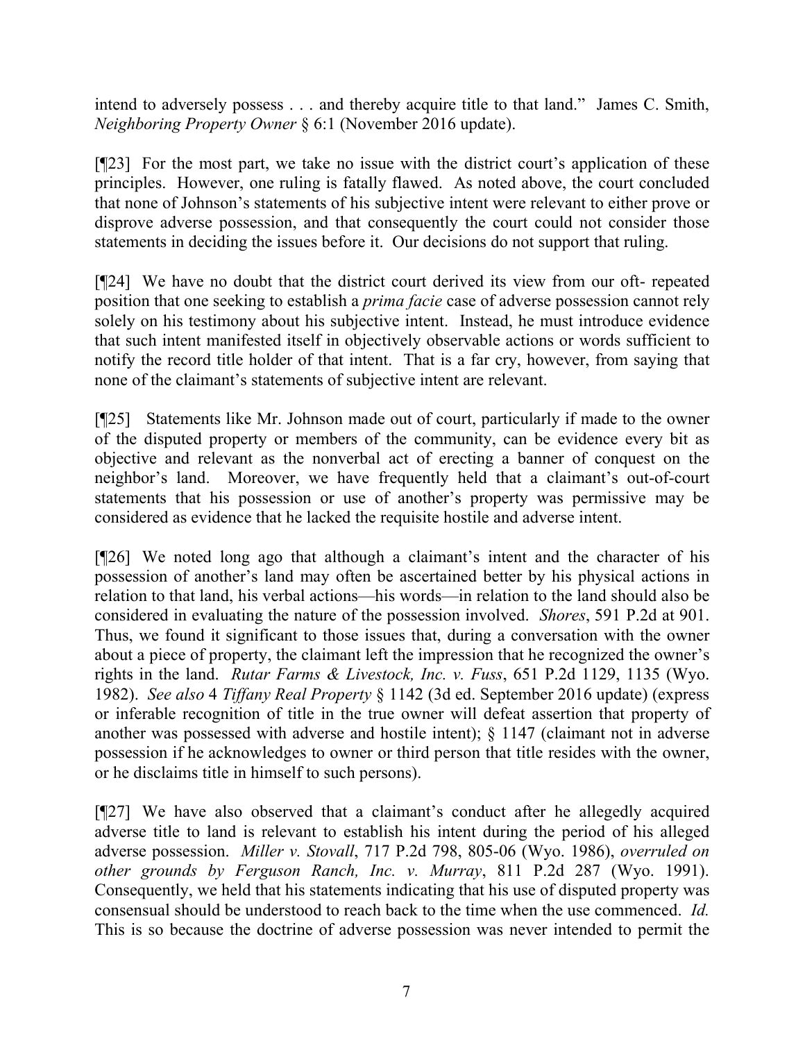intend to adversely possess . . . and thereby acquire title to that land." James C. Smith, *Neighboring Property Owner* § 6:1 (November 2016 update).

[¶23] For the most part, we take no issue with the district court's application of these principles. However, one ruling is fatally flawed. As noted above, the court concluded that none of Johnson's statements of his subjective intent were relevant to either prove or disprove adverse possession, and that consequently the court could not consider those statements in deciding the issues before it. Our decisions do not support that ruling.

[¶24] We have no doubt that the district court derived its view from our oft- repeated position that one seeking to establish a *prima facie* case of adverse possession cannot rely solely on his testimony about his subjective intent. Instead, he must introduce evidence that such intent manifested itself in objectively observable actions or words sufficient to notify the record title holder of that intent. That is a far cry, however, from saying that none of the claimant's statements of subjective intent are relevant.

[¶25] Statements like Mr. Johnson made out of court, particularly if made to the owner of the disputed property or members of the community, can be evidence every bit as objective and relevant as the nonverbal act of erecting a banner of conquest on the neighbor's land. Moreover, we have frequently held that a claimant's out-of-court statements that his possession or use of another's property was permissive may be considered as evidence that he lacked the requisite hostile and adverse intent.

[¶26] We noted long ago that although a claimant's intent and the character of his possession of another's land may often be ascertained better by his physical actions in relation to that land, his verbal actions—his words—in relation to the land should also be considered in evaluating the nature of the possession involved. *Shores*, 591 P.2d at 901. Thus, we found it significant to those issues that, during a conversation with the owner about a piece of property, the claimant left the impression that he recognized the owner's rights in the land. *Rutar Farms & Livestock, Inc. v. Fuss*, 651 P.2d 1129, 1135 (Wyo. 1982). *See also* 4 *Tiffany Real Property* § 1142 (3d ed. September 2016 update) (express or inferable recognition of title in the true owner will defeat assertion that property of another was possessed with adverse and hostile intent); § 1147 (claimant not in adverse possession if he acknowledges to owner or third person that title resides with the owner, or he disclaims title in himself to such persons).

[¶27] We have also observed that a claimant's conduct after he allegedly acquired adverse title to land is relevant to establish his intent during the period of his alleged adverse possession. *Miller v. Stovall*, 717 P.2d 798, 805-06 (Wyo. 1986), *overruled on other grounds by Ferguson Ranch, Inc. v. Murray*, 811 P.2d 287 (Wyo. 1991). Consequently, we held that his statements indicating that his use of disputed property was consensual should be understood to reach back to the time when the use commenced. *Id.* This is so because the doctrine of adverse possession was never intended to permit the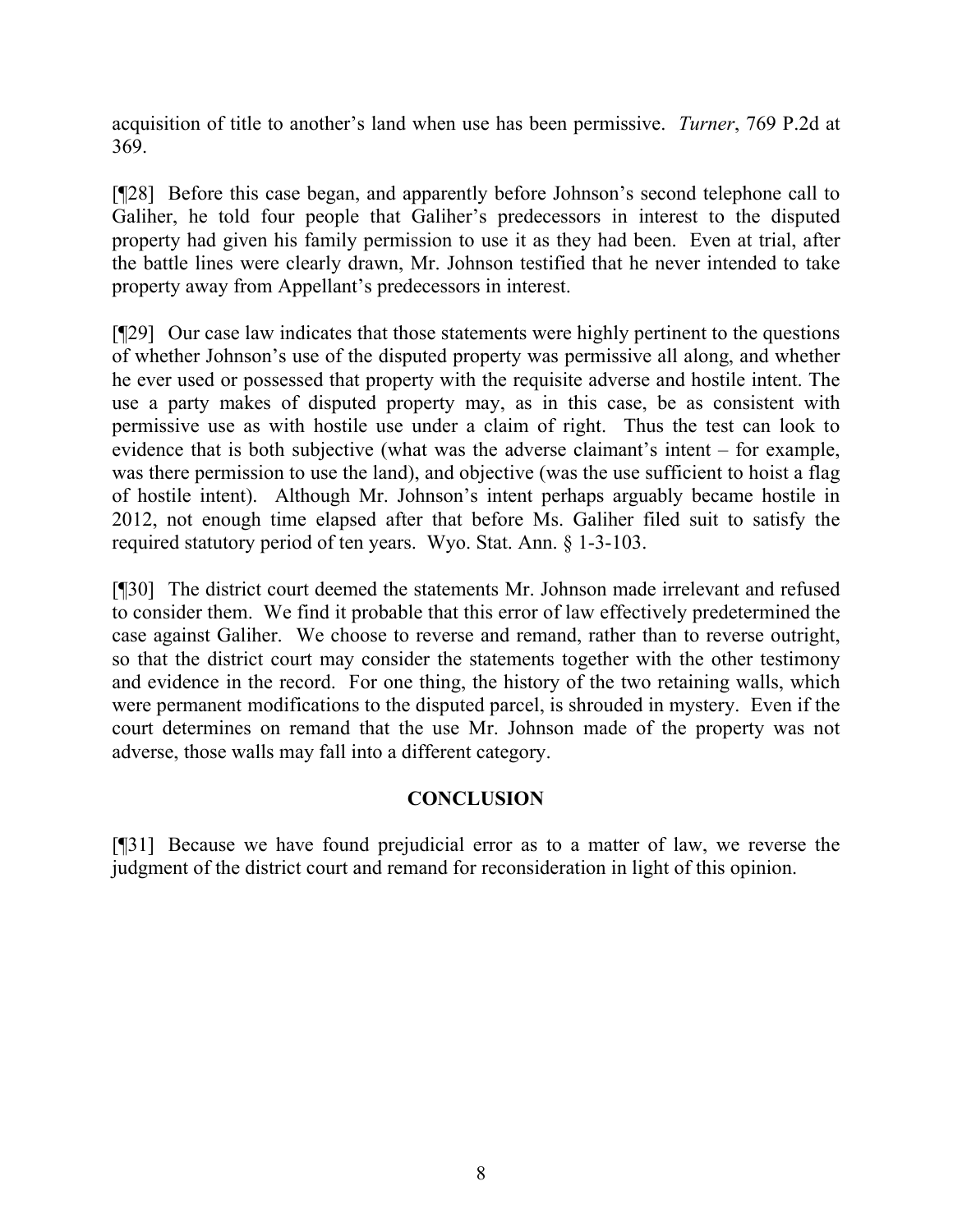acquisition of title to another's land when use has been permissive. *Turner*, 769 P.2d at 369.

[¶28] Before this case began, and apparently before Johnson's second telephone call to Galiher, he told four people that Galiher's predecessors in interest to the disputed property had given his family permission to use it as they had been. Even at trial, after the battle lines were clearly drawn, Mr. Johnson testified that he never intended to take property away from Appellant's predecessors in interest.

[¶29] Our case law indicates that those statements were highly pertinent to the questions of whether Johnson's use of the disputed property was permissive all along, and whether he ever used or possessed that property with the requisite adverse and hostile intent. The use a party makes of disputed property may, as in this case, be as consistent with permissive use as with hostile use under a claim of right. Thus the test can look to evidence that is both subjective (what was the adverse claimant's intent – for example, was there permission to use the land), and objective (was the use sufficient to hoist a flag of hostile intent). Although Mr. Johnson's intent perhaps arguably became hostile in 2012, not enough time elapsed after that before Ms. Galiher filed suit to satisfy the required statutory period of ten years. Wyo. Stat. Ann. § 1-3-103.

[¶30] The district court deemed the statements Mr. Johnson made irrelevant and refused to consider them. We find it probable that this error of law effectively predetermined the case against Galiher. We choose to reverse and remand, rather than to reverse outright, so that the district court may consider the statements together with the other testimony and evidence in the record. For one thing, the history of the two retaining walls, which were permanent modifications to the disputed parcel, is shrouded in mystery. Even if the court determines on remand that the use Mr. Johnson made of the property was not adverse, those walls may fall into a different category.

## CONCLUSION

[¶31] Because we have found prejudicial error as to a matter of law, we reverse the judgment of the district court and remand for reconsideration in light of this opinion.